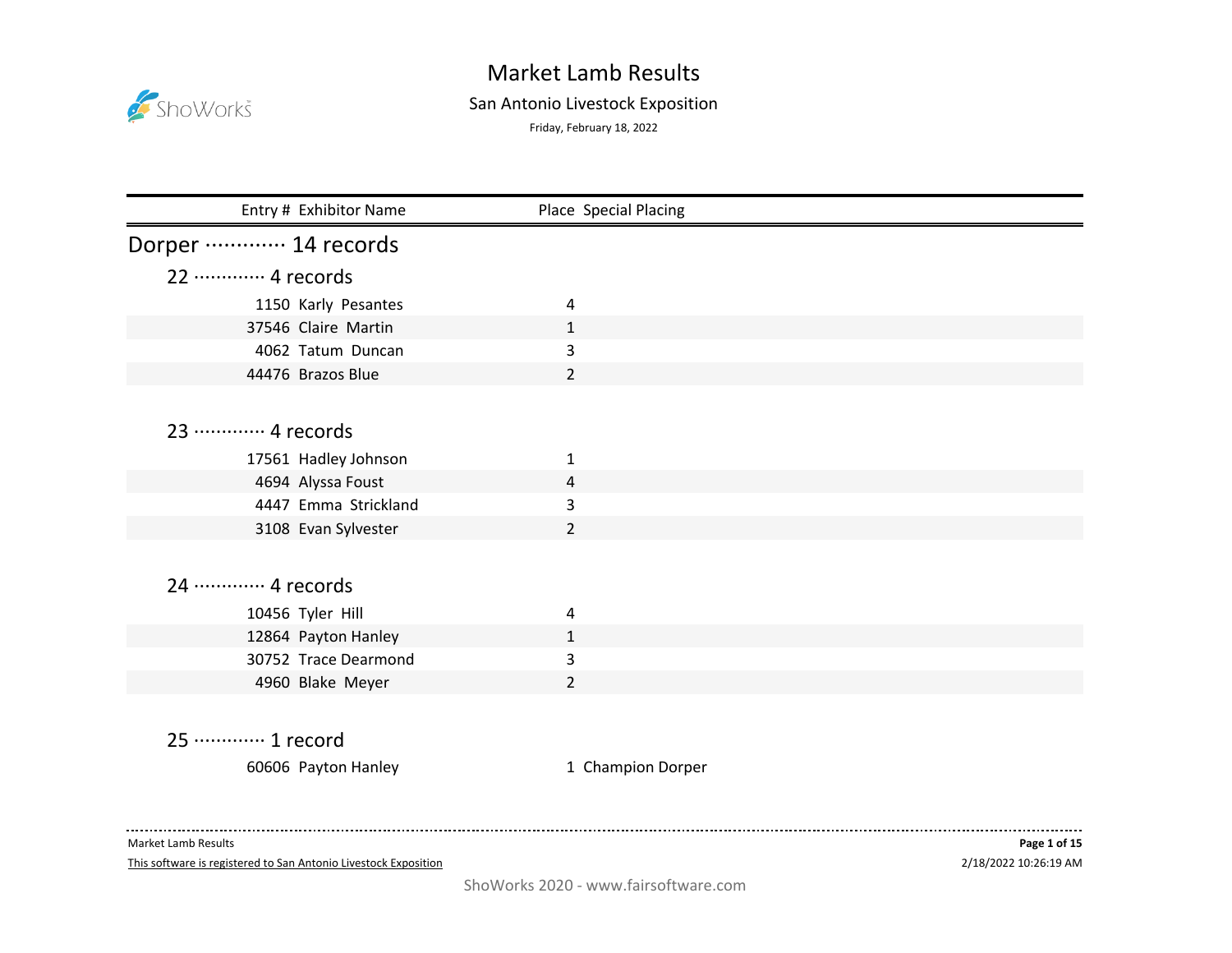# Market Lamb Results

## San Antonio Livestock Exposition

Friday, February 18, 2022

| Entry # | Exhibitor Name | Place | Special Placing |
|---|---|---|---|
| **Dorper ············· 14 records** | | | |
| **22 ············· 4 records** | | | |
| 1150 | Karly Pesantes | 4 | |
| 37546 | Claire Martin | 1 | |
| 4062 | Tatum Duncan | 3 | |
| 44476 | Brazos Blue | 2 | |
| **23 ············· 4 records** | | | |
| 17561 | Hadley Johnson | 1 | |
| 4694 | Alyssa Foust | 4 | |
| 4447 | Emma Strickland | 3 | |
| 3108 | Evan Sylvester | 2 | |
| **24 ············· 4 records** | | | |
| 10456 | Tyler Hill | 4 | |
| 12864 | Payton Hanley | 1 | |
| 30752 | Trace Dearmond | 3 | |
| 4960 | Blake Meyer | 2 | |
| **25 ············· 1 record** | | | |
| 60606 | Payton Hanley | 1 | Champion Dorper |

Market Lamb Results

This software is registered to San Antonio Livestock Exposition

2/18/2022 10:26:19 AM

ShoWorks 2020 - www.fairsoftware.com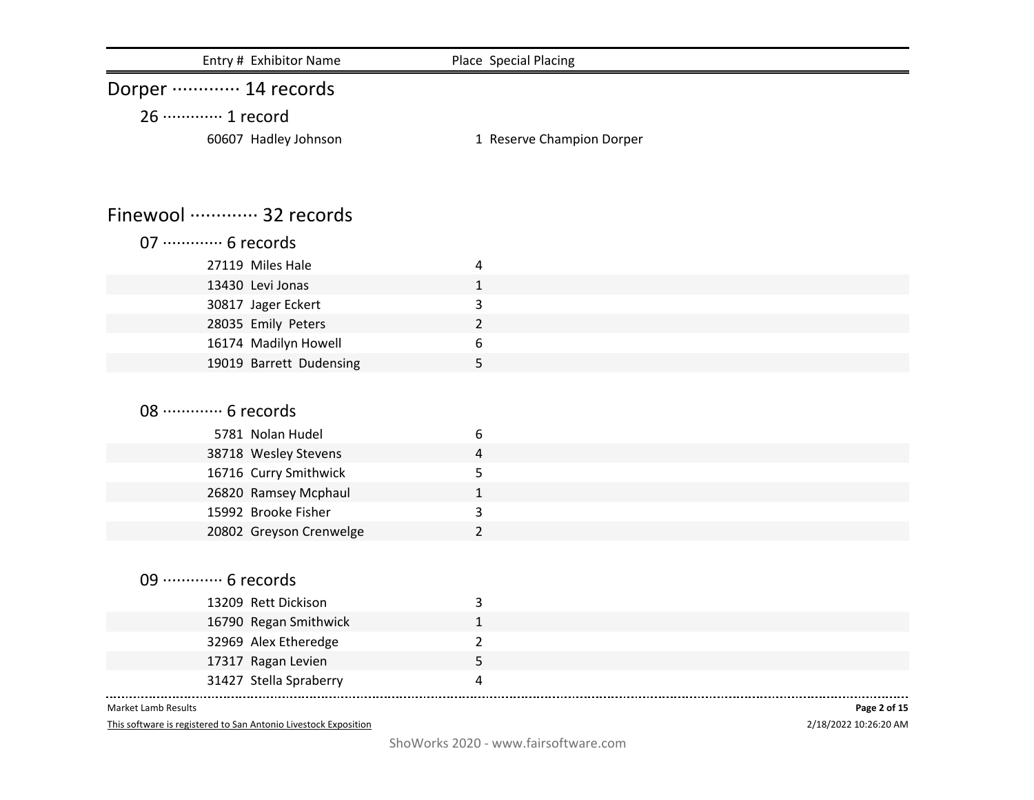| Entry # | Exhibitor Name | Place | Special Placing |
|---|---|---|---|

## Dorper ············· 14 records

### 26 ············· 1 record

| Entry # | Exhibitor Name | Place | Special Placing |
|---|---|---|---|
| 60607 | Hadley Johnson | 1 | Reserve Champion Dorper |

## Finewool ············· 32 records

### 07 ············· 6 records

| Entry # | Exhibitor Name | Place | Special Placing |
|---|---|---|---|
| 27119 | Miles Hale | 4 | |
| 13430 | Levi Jonas | 1 | |
| 30817 | Jager Eckert | 3 | |
| 28035 | Emily Peters | 2 | |
| 16174 | Madilyn Howell | 6 | |
| 19019 | Barrett Dudensing | 5 | |

### 08 ············· 6 records

| Entry # | Exhibitor Name | Place | Special Placing |
|---|---|---|---|
| 5781 | Nolan Hudel | 6 | |
| 38718 | Wesley Stevens | 4 | |
| 16716 | Curry Smithwick | 5 | |
| 26820 | Ramsey Mcphaul | 1 | |
| 15992 | Brooke Fisher | 3 | |
| 20802 | Greyson Crenwelge | 2 | |

### 09 ············· 6 records

| Entry # | Exhibitor Name | Place | Special Placing |
|---|---|---|---|
| 13209 | Rett Dickison | 3 | |
| 16790 | Regan Smithwick | 1 | |
| 32969 | Alex Etheredge | 2 | |
| 17317 | Ragan Levien | 5 | |
| 31427 | Stella Spraberry | 4 | |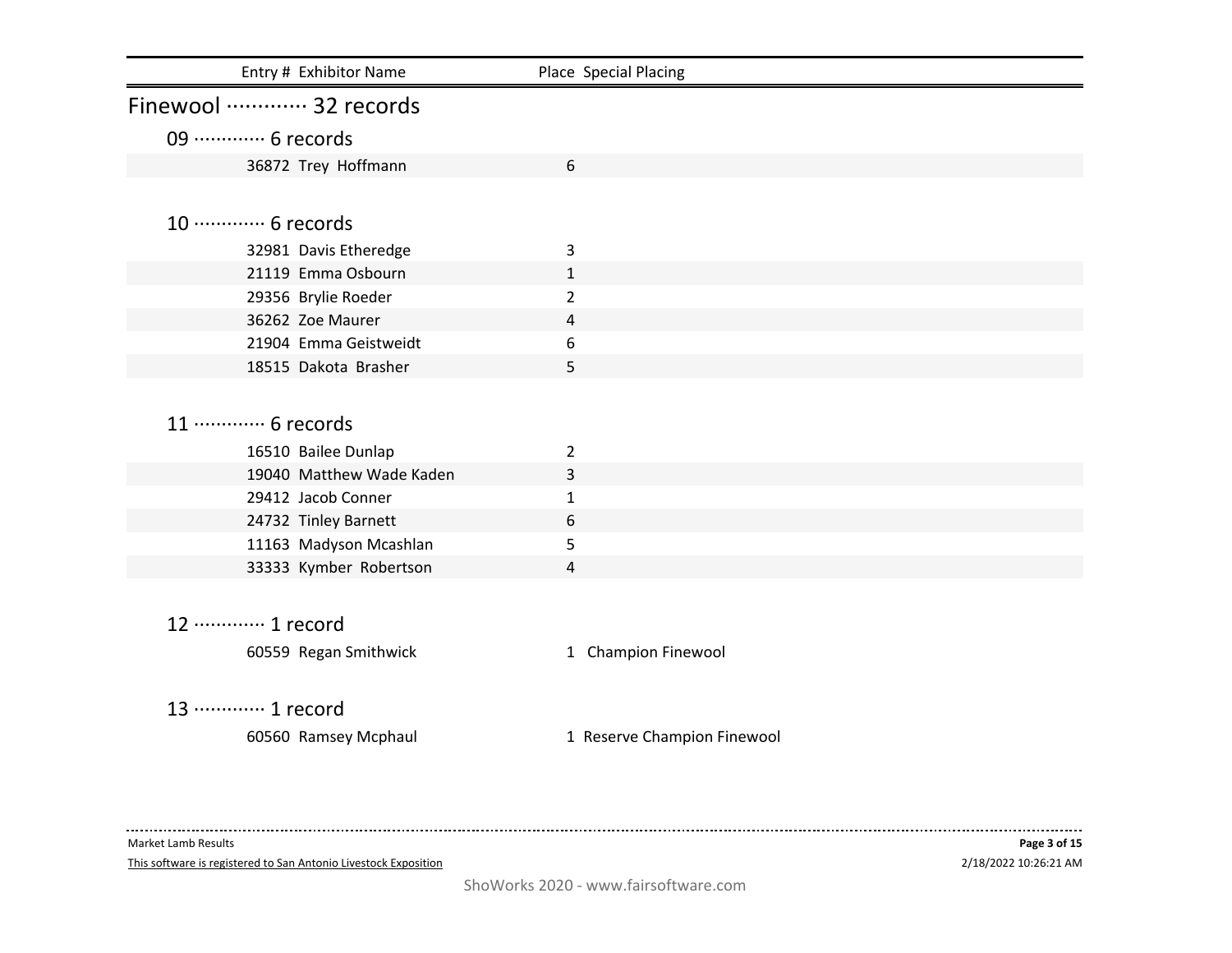| Entry # | Exhibitor Name | Place | Special Placing |
|---|---|---|---|

## Finewool ············· 32 records

### 09 ············· 6 records

| Entry # | Exhibitor Name | Place | Special Placing |
|---|---|---|---|
| 36872 | Trey Hoffmann | 6 | |

### 10 ············· 6 records

| Entry # | Exhibitor Name | Place | Special Placing |
|---|---|---|---|
| 32981 | Davis Etheredge | 3 | |
| 21119 | Emma Osbourn | 1 | |
| 29356 | Brylie Roeder | 2 | |
| 36262 | Zoe Maurer | 4 | |
| 21904 | Emma Geistweidt | 6 | |
| 18515 | Dakota Brasher | 5 | |

### 11 ············· 6 records

| Entry # | Exhibitor Name | Place | Special Placing |
|---|---|---|---|
| 16510 | Bailee Dunlap | 2 | |
| 19040 | Matthew Wade Kaden | 3 | |
| 29412 | Jacob Conner | 1 | |
| 24732 | Tinley Barnett | 6 | |
| 11163 | Madyson Mcashlan | 5 | |
| 33333 | Kymber Robertson | 4 | |

### 12 ············· 1 record

| Entry # | Exhibitor Name | Place | Special Placing |
|---|---|---|---|
| 60559 | Regan Smithwick | 1 | Champion Finewool |

### 13 ············· 1 record

| Entry # | Exhibitor Name | Place | Special Placing |
|---|---|---|---|
| 60560 | Ramsey Mcphaul | 1 | Reserve Champion Finewool |

Market Lamb Results

This software is registered to San Antonio Livestock Exposition

2/18/2022 10:26:21 AM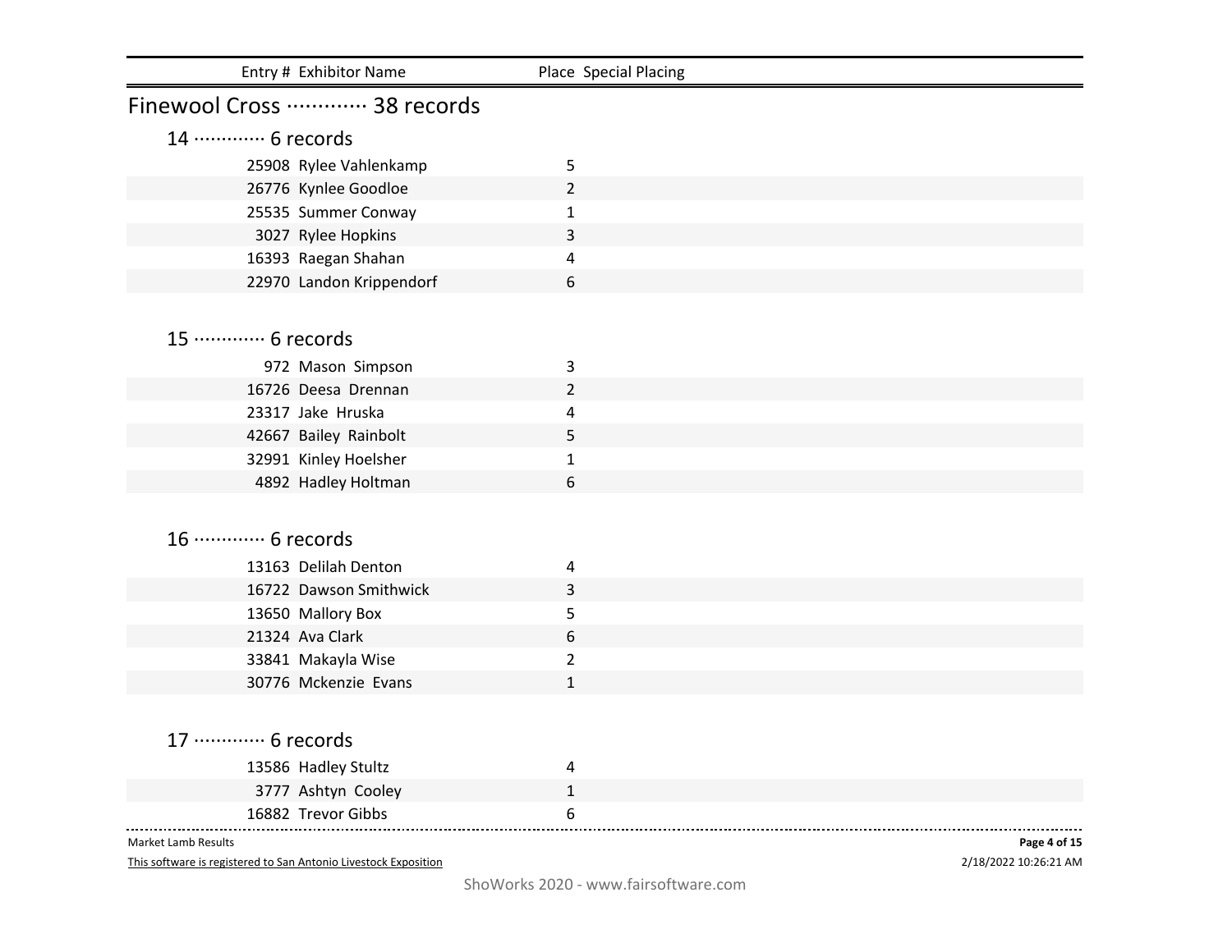| Entry # | Exhibitor Name | Place | Special Placing |
| --- | --- | --- | --- |

## Finewool Cross ············· 38 records

### 14 ············· 6 records

| Entry # | Exhibitor Name | Place | Special Placing |
| --- | --- | --- | --- |
| 25908 | Rylee Vahlenkamp | 5 | |
| 26776 | Kynlee Goodloe | 2 | |
| 25535 | Summer Conway | 1 | |
| 3027 | Rylee Hopkins | 3 | |
| 16393 | Raegan Shahan | 4 | |
| 22970 | Landon Krippendorf | 6 | |

### 15 ············· 6 records

| Entry # | Exhibitor Name | Place | Special Placing |
| --- | --- | --- | --- |
| 972 | Mason Simpson | 3 | |
| 16726 | Deesa Drennan | 2 | |
| 23317 | Jake Hruska | 4 | |
| 42667 | Bailey Rainbolt | 5 | |
| 32991 | Kinley Hoelsher | 1 | |
| 4892 | Hadley Holtman | 6 | |

### 16 ············· 6 records

| Entry # | Exhibitor Name | Place | Special Placing |
| --- | --- | --- | --- |
| 13163 | Delilah Denton | 4 | |
| 16722 | Dawson Smithwick | 3 | |
| 13650 | Mallory Box | 5 | |
| 21324 | Ava Clark | 6 | |
| 33841 | Makayla Wise | 2 | |
| 30776 | Mckenzie Evans | 1 | |

### 17 ············· 6 records

| Entry # | Exhibitor Name | Place | Special Placing |
| --- | --- | --- | --- |
| 13586 | Hadley Stultz | 4 | |
| 3777 | Ashtyn Cooley | 1 | |
| 16882 | Trevor Gibbs | 6 | |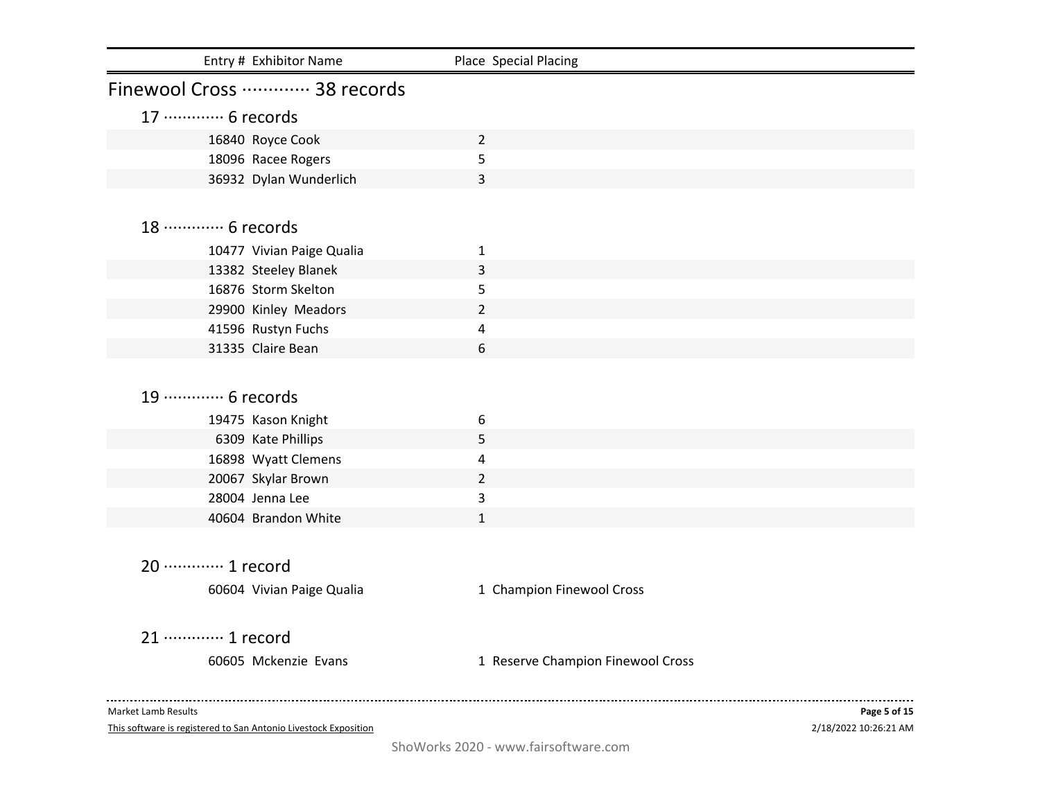| Entry # | Exhibitor Name | Place | Special Placing |
|---|---|---|---|

## Finewool Cross ············· 38 records

### 17 ············· 6 records

| Entry # | Exhibitor Name | Place | Special Placing |
|---|---|---|---|
| 16840 | Royce Cook | 2 | |
| 18096 | Racee Rogers | 5 | |
| 36932 | Dylan Wunderlich | 3 | |

### 18 ············· 6 records

| Entry # | Exhibitor Name | Place | Special Placing |
|---|---|---|---|
| 10477 | Vivian Paige Qualia | 1 | |
| 13382 | Steeley Blanek | 3 | |
| 16876 | Storm Skelton | 5 | |
| 29900 | Kinley Meadors | 2 | |
| 41596 | Rustyn Fuchs | 4 | |
| 31335 | Claire Bean | 6 | |

### 19 ············· 6 records

| Entry # | Exhibitor Name | Place | Special Placing |
|---|---|---|---|
| 19475 | Kason Knight | 6 | |
| 6309 | Kate Phillips | 5 | |
| 16898 | Wyatt Clemens | 4 | |
| 20067 | Skylar Brown | 2 | |
| 28004 | Jenna Lee | 3 | |
| 40604 | Brandon White | 1 | |

### 20 ············· 1 record

| Entry # | Exhibitor Name | Place | Special Placing |
|---|---|---|---|
| 60604 | Vivian Paige Qualia | 1 | Champion Finewool Cross |

### 21 ············· 1 record

| Entry # | Exhibitor Name | Place | Special Placing |
|---|---|---|---|
| 60605 | Mckenzie Evans | 1 | Reserve Champion Finewool Cross |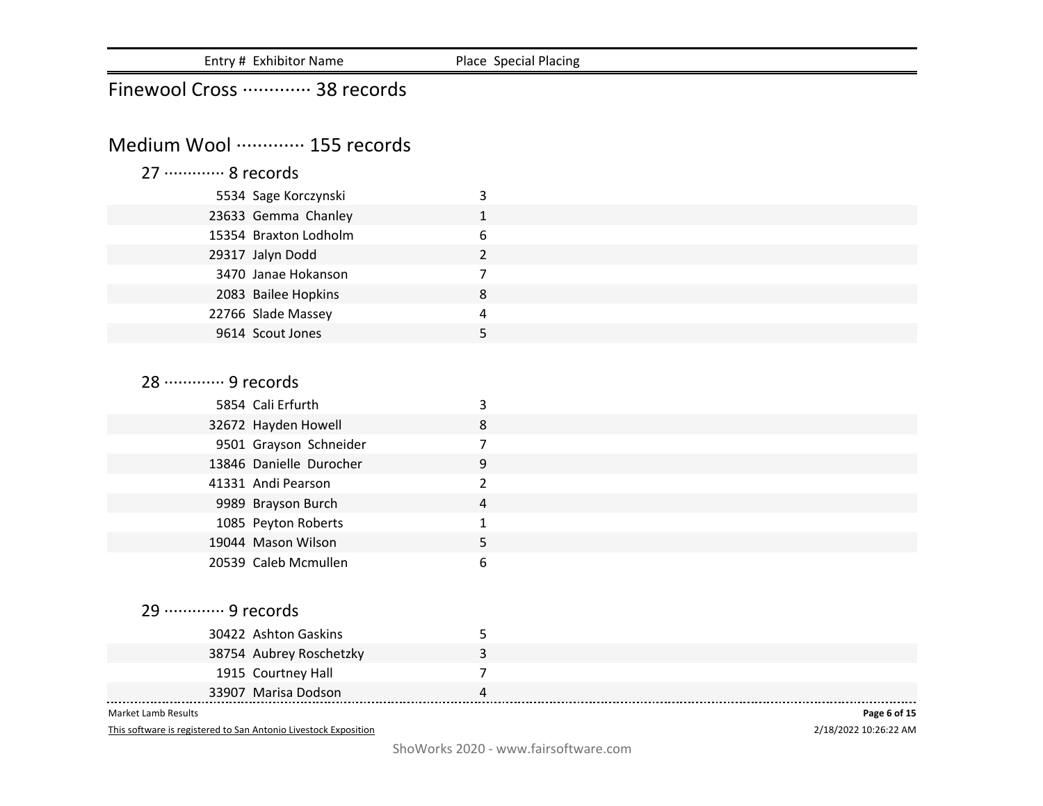| Entry # | Exhibitor Name | Place | Special Placing |
|---|---|---|---|

## Finewool Cross ············· 38 records

## Medium Wool ············· 155 records

### 27 ············· 8 records

| Entry # | Exhibitor Name | Place | Special Placing |
|---|---|---|---|
| 5534 | Sage Korczynski | 3 | |
| 23633 | Gemma Chanley | 1 | |
| 15354 | Braxton Lodholm | 6 | |
| 29317 | Jalyn Dodd | 2 | |
| 3470 | Janae Hokanson | 7 | |
| 2083 | Bailee Hopkins | 8 | |
| 22766 | Slade Massey | 4 | |
| 9614 | Scout Jones | 5 | |

### 28 ············· 9 records

| Entry # | Exhibitor Name | Place | Special Placing |
|---|---|---|---|
| 5854 | Cali Erfurth | 3 | |
| 32672 | Hayden Howell | 8 | |
| 9501 | Grayson Schneider | 7 | |
| 13846 | Danielle Durocher | 9 | |
| 41331 | Andi Pearson | 2 | |
| 9989 | Brayson Burch | 4 | |
| 1085 | Peyton Roberts | 1 | |
| 19044 | Mason Wilson | 5 | |
| 20539 | Caleb Mcmullen | 6 | |

### 29 ············· 9 records

| Entry # | Exhibitor Name | Place | Special Placing |
|---|---|---|---|
| 30422 | Ashton Gaskins | 5 | |
| 38754 | Aubrey Roschetzky | 3 | |
| 1915 | Courtney Hall | 7 | |
| 33907 | Marisa Dodson | 4 | |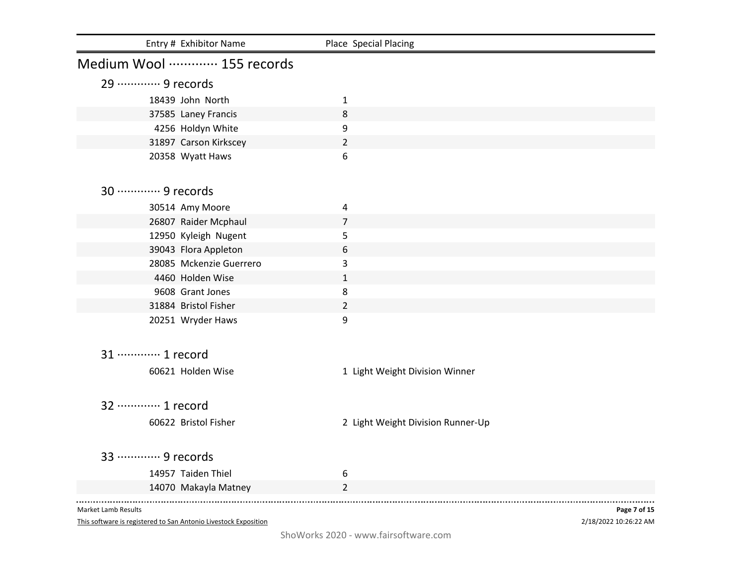| Entry # | Exhibitor Name | Place | Special Placing |
|---|---|---|---|

## Medium Wool ············· 155 records

### 29 ············· 9 records

| Entry # | Exhibitor Name | Place | Special Placing |
|---|---|---|---|
| 18439 | John North | 1 | |
| 37585 | Laney Francis | 8 | |
| 4256 | Holdyn White | 9 | |
| 31897 | Carson Kirkscey | 2 | |
| 20358 | Wyatt Haws | 6 | |

### 30 ············· 9 records

| Entry # | Exhibitor Name | Place | Special Placing |
|---|---|---|---|
| 30514 | Amy Moore | 4 | |
| 26807 | Raider Mcphaul | 7 | |
| 12950 | Kyleigh Nugent | 5 | |
| 39043 | Flora Appleton | 6 | |
| 28085 | Mckenzie Guerrero | 3 | |
| 4460 | Holden Wise | 1 | |
| 9608 | Grant Jones | 8 | |
| 31884 | Bristol Fisher | 2 | |
| 20251 | Wryder Haws | 9 | |

### 31 ············· 1 record

| Entry # | Exhibitor Name | Place | Special Placing |
|---|---|---|---|
| 60621 | Holden Wise | 1 | Light Weight Division Winner |

### 32 ············· 1 record

| Entry # | Exhibitor Name | Place | Special Placing |
|---|---|---|---|
| 60622 | Bristol Fisher | 2 | Light Weight Division Runner-Up |

### 33 ············· 9 records

| Entry # | Exhibitor Name | Place | Special Placing |
|---|---|---|---|
| 14957 | Taiden Thiel | 6 | |
| 14070 | Makayla Matney | 2 | |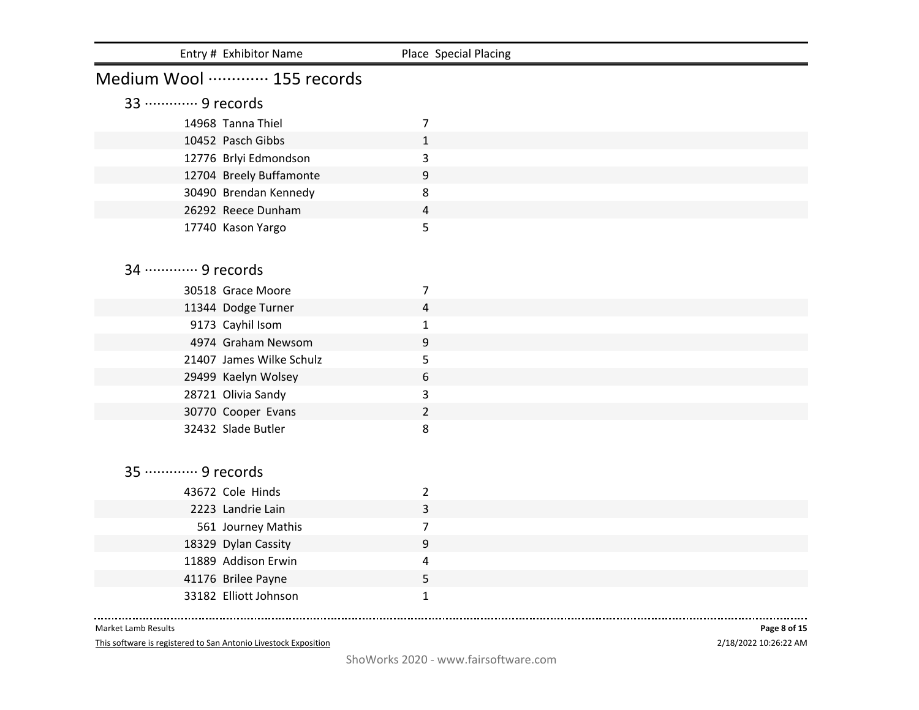| Entry # | Exhibitor Name | Place | Special Placing |
|---|---|---|---|

## Medium Wool ············· 155 records

### 33 ············· 9 records

| Entry # | Exhibitor Name | Place | Special Placing |
|---|---|---|---|
| 14968 | Tanna Thiel | 7 | |
| 10452 | Pasch Gibbs | 1 | |
| 12776 | Brlyi Edmondson | 3 | |
| 12704 | Breely Buffamonte | 9 | |
| 30490 | Brendan Kennedy | 8 | |
| 26292 | Reece Dunham | 4 | |
| 17740 | Kason Yargo | 5 | |

### 34 ············· 9 records

| Entry # | Exhibitor Name | Place | Special Placing |
|---|---|---|---|
| 30518 | Grace Moore | 7 | |
| 11344 | Dodge Turner | 4 | |
| 9173 | Cayhil Isom | 1 | |
| 4974 | Graham Newsom | 9 | |
| 21407 | James Wilke Schulz | 5 | |
| 29499 | Kaelyn Wolsey | 6 | |
| 28721 | Olivia Sandy | 3 | |
| 30770 | Cooper Evans | 2 | |
| 32432 | Slade Butler | 8 | |

### 35 ············· 9 records

| Entry # | Exhibitor Name | Place | Special Placing |
|---|---|---|---|
| 43672 | Cole Hinds | 2 | |
| 2223 | Landrie Lain | 3 | |
| 561 | Journey Mathis | 7 | |
| 18329 | Dylan Cassity | 9 | |
| 11889 | Addison Erwin | 4 | |
| 41176 | Brilee Payne | 5 | |
| 33182 | Elliott Johnson | 1 | |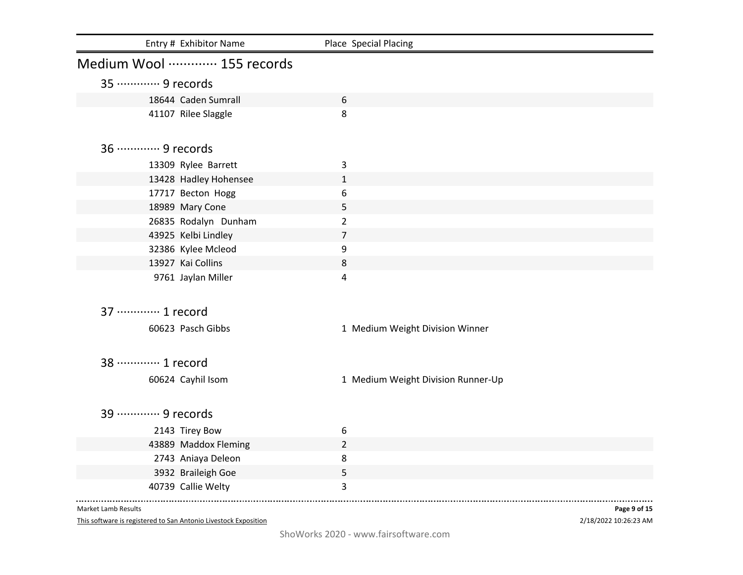| Entry # | Exhibitor Name | Place | Special Placing |
| --- | --- | --- | --- |

## Medium Wool ············· 155 records

### 35 ············· 9 records

| Entry # | Exhibitor Name | Place | Special Placing |
| --- | --- | --- | --- |
| 18644 | Caden Sumrall | 6 | |
| 41107 | Rilee Slaggle | 8 | |

### 36 ············· 9 records

| Entry # | Exhibitor Name | Place | Special Placing |
| --- | --- | --- | --- |
| 13309 | Rylee Barrett | 3 | |
| 13428 | Hadley Hohensee | 1 | |
| 17717 | Becton Hogg | 6 | |
| 18989 | Mary Cone | 5 | |
| 26835 | Rodalyn Dunham | 2 | |
| 43925 | Kelbi Lindley | 7 | |
| 32386 | Kylee Mcleod | 9 | |
| 13927 | Kai Collins | 8 | |
| 9761 | Jaylan Miller | 4 | |

### 37 ············· 1 record

| Entry # | Exhibitor Name | Place | Special Placing |
| --- | --- | --- | --- |
| 60623 | Pasch Gibbs | 1 | Medium Weight Division Winner |

### 38 ············· 1 record

| Entry # | Exhibitor Name | Place | Special Placing |
| --- | --- | --- | --- |
| 60624 | Cayhil Isom | 1 | Medium Weight Division Runner-Up |

### 39 ············· 9 records

| Entry # | Exhibitor Name | Place | Special Placing |
| --- | --- | --- | --- |
| 2143 | Tirey Bow | 6 | |
| 43889 | Maddox Fleming | 2 | |
| 2743 | Aniaya Deleon | 8 | |
| 3932 | Braileigh Goe | 5 | |
| 40739 | Callie Welty | 3 | |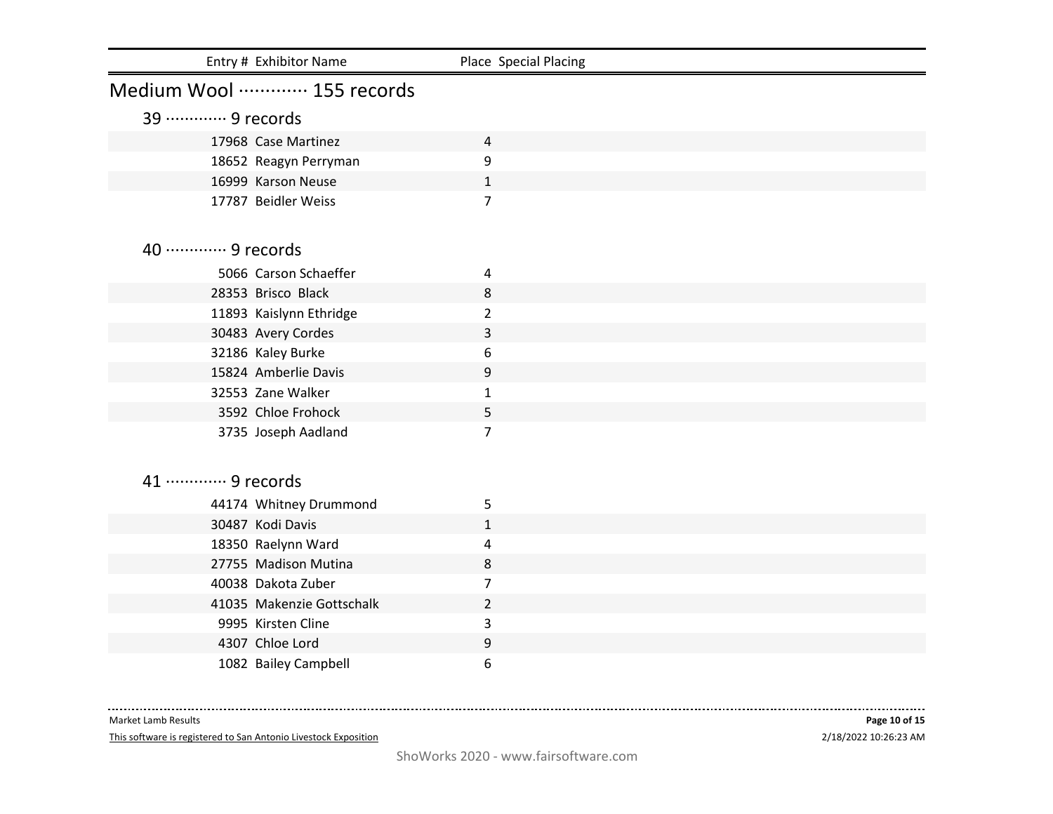| Entry # | Exhibitor Name | Place | Special Placing |
|---|---|---|---|

## Medium Wool ············· 155 records

### 39 ············· 9 records

| Entry # | Exhibitor Name | Place | Special Placing |
|---|---|---|---|
| 17968 | Case Martinez | 4 | |
| 18652 | Reagyn Perryman | 9 | |
| 16999 | Karson Neuse | 1 | |
| 17787 | Beidler Weiss | 7 | |

### 40 ············· 9 records

| Entry # | Exhibitor Name | Place | Special Placing |
|---|---|---|---|
| 5066 | Carson Schaeffer | 4 | |
| 28353 | Brisco Black | 8 | |
| 11893 | Kaislynn Ethridge | 2 | |
| 30483 | Avery Cordes | 3 | |
| 32186 | Kaley Burke | 6 | |
| 15824 | Amberlie Davis | 9 | |
| 32553 | Zane Walker | 1 | |
| 3592 | Chloe Frohock | 5 | |
| 3735 | Joseph Aadland | 7 | |

### 41 ············· 9 records

| Entry # | Exhibitor Name | Place | Special Placing |
|---|---|---|---|
| 44174 | Whitney Drummond | 5 | |
| 30487 | Kodi Davis | 1 | |
| 18350 | Raelynn Ward | 4 | |
| 27755 | Madison Mutina | 8 | |
| 40038 | Dakota Zuber | 7 | |
| 41035 | Makenzie Gottschalk | 2 | |
| 9995 | Kirsten Cline | 3 | |
| 4307 | Chloe Lord | 9 | |
| 1082 | Bailey Campbell | 6 | |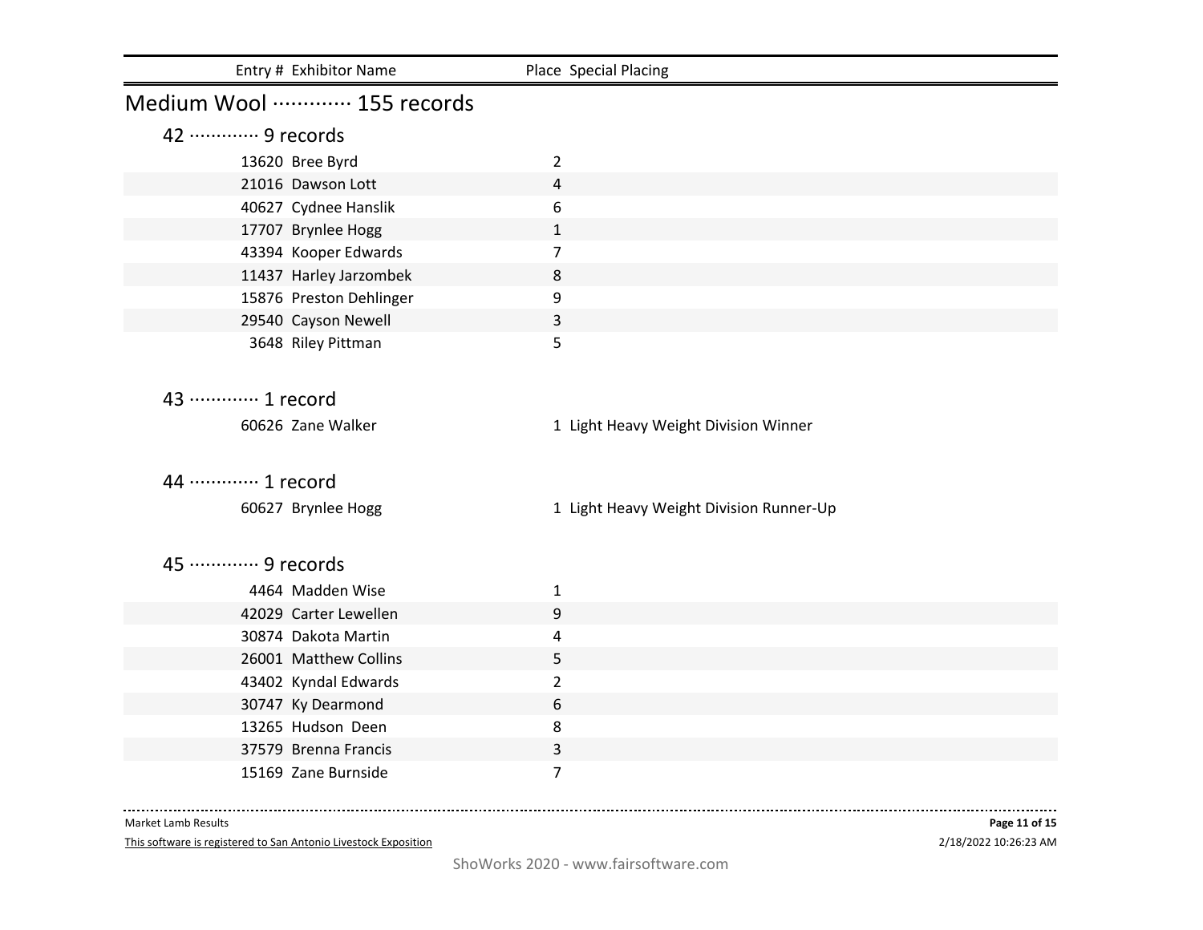| Entry # | Exhibitor Name | Place | Special Placing |
|---|---|---|---|

## Medium Wool ············· 155 records

### 42 ············· 9 records

| Entry # | Exhibitor Name | Place | Special Placing |
|---|---|---|---|
| 13620 | Bree Byrd | 2 | |
| 21016 | Dawson Lott | 4 | |
| 40627 | Cydnee Hanslik | 6 | |
| 17707 | Brynlee Hogg | 1 | |
| 43394 | Kooper Edwards | 7 | |
| 11437 | Harley Jarzombek | 8 | |
| 15876 | Preston Dehlinger | 9 | |
| 29540 | Cayson Newell | 3 | |
| 3648 | Riley Pittman | 5 | |

### 43 ············· 1 record

| Entry # | Exhibitor Name | Place | Special Placing |
|---|---|---|---|
| 60626 | Zane Walker | 1 | Light Heavy Weight Division Winner |

### 44 ············· 1 record

| Entry # | Exhibitor Name | Place | Special Placing |
|---|---|---|---|
| 60627 | Brynlee Hogg | 1 | Light Heavy Weight Division Runner-Up |

### 45 ············· 9 records

| Entry # | Exhibitor Name | Place | Special Placing |
|---|---|---|---|
| 4464 | Madden Wise | 1 | |
| 42029 | Carter Lewellen | 9 | |
| 30874 | Dakota Martin | 4 | |
| 26001 | Matthew Collins | 5 | |
| 43402 | Kyndal Edwards | 2 | |
| 30747 | Ky Dearmond | 6 | |
| 13265 | Hudson Deen | 8 | |
| 37579 | Brenna Francis | 3 | |
| 15169 | Zane Burnside | 7 | |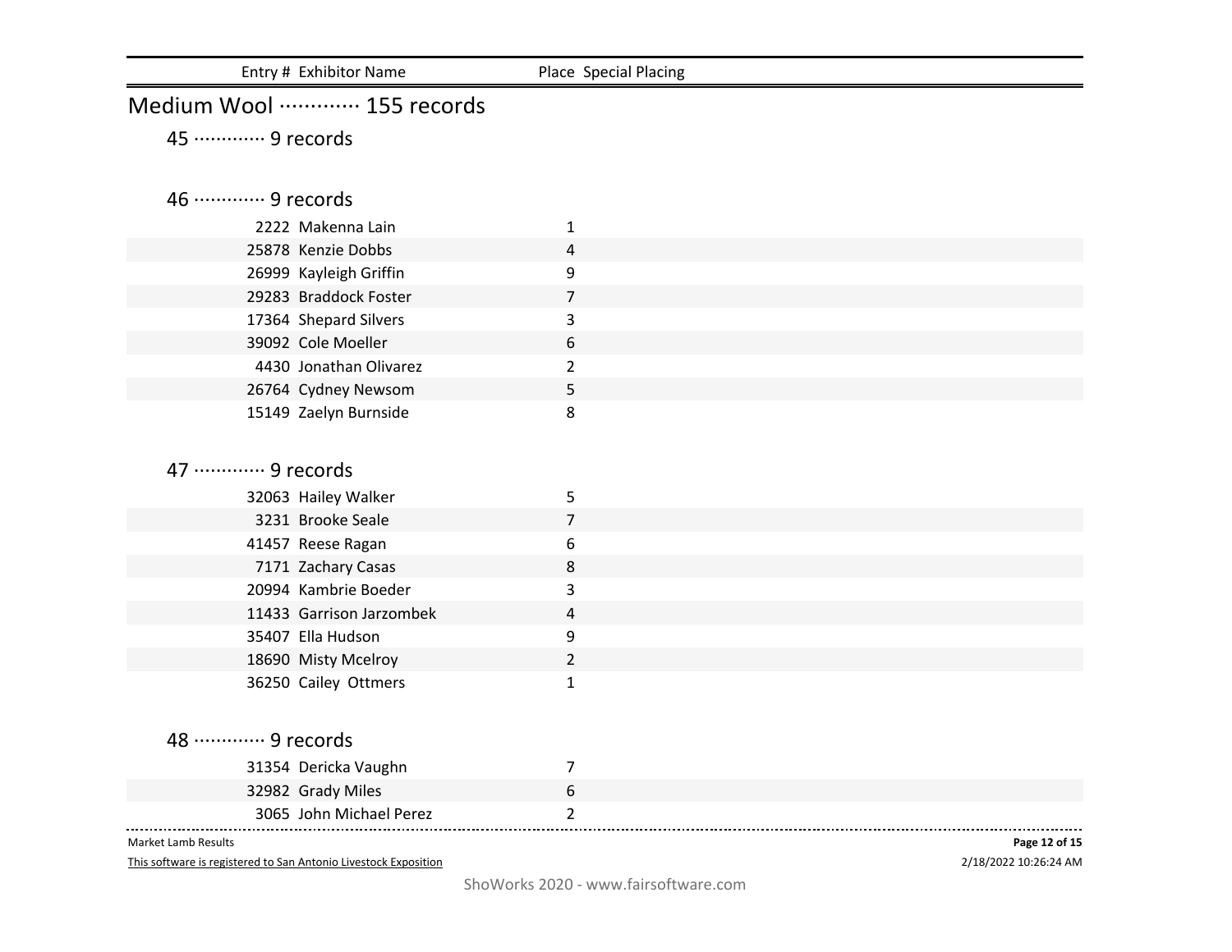| Entry # | Exhibitor Name | Place | Special Placing |
|---|---|---|---|

## Medium Wool ············· 155 records

### 45 ············· 9 records

### 46 ············· 9 records

| Entry # | Exhibitor Name | Place | Special Placing |
|---|---|---|---|
| 2222 | Makenna Lain | 1 | |
| 25878 | Kenzie Dobbs | 4 | |
| 26999 | Kayleigh Griffin | 9 | |
| 29283 | Braddock Foster | 7 | |
| 17364 | Shepard Silvers | 3 | |
| 39092 | Cole Moeller | 6 | |
| 4430 | Jonathan Olivarez | 2 | |
| 26764 | Cydney Newsom | 5 | |
| 15149 | Zaelyn Burnside | 8 | |

### 47 ············· 9 records

| Entry # | Exhibitor Name | Place | Special Placing |
|---|---|---|---|
| 32063 | Hailey Walker | 5 | |
| 3231 | Brooke Seale | 7 | |
| 41457 | Reese Ragan | 6 | |
| 7171 | Zachary Casas | 8 | |
| 20994 | Kambrie Boeder | 3 | |
| 11433 | Garrison Jarzombek | 4 | |
| 35407 | Ella Hudson | 9 | |
| 18690 | Misty Mcelroy | 2 | |
| 36250 | Cailey Ottmers | 1 | |

### 48 ············· 9 records

| Entry # | Exhibitor Name | Place | Special Placing |
|---|---|---|---|
| 31354 | Dericka Vaughn | 7 | |
| 32982 | Grady Miles | 6 | |
| 3065 | John Michael Perez | 2 | |

Market Lamb Results

This software is registered to San Antonio Livestock Exposition

2/18/2022 10:26:24 AM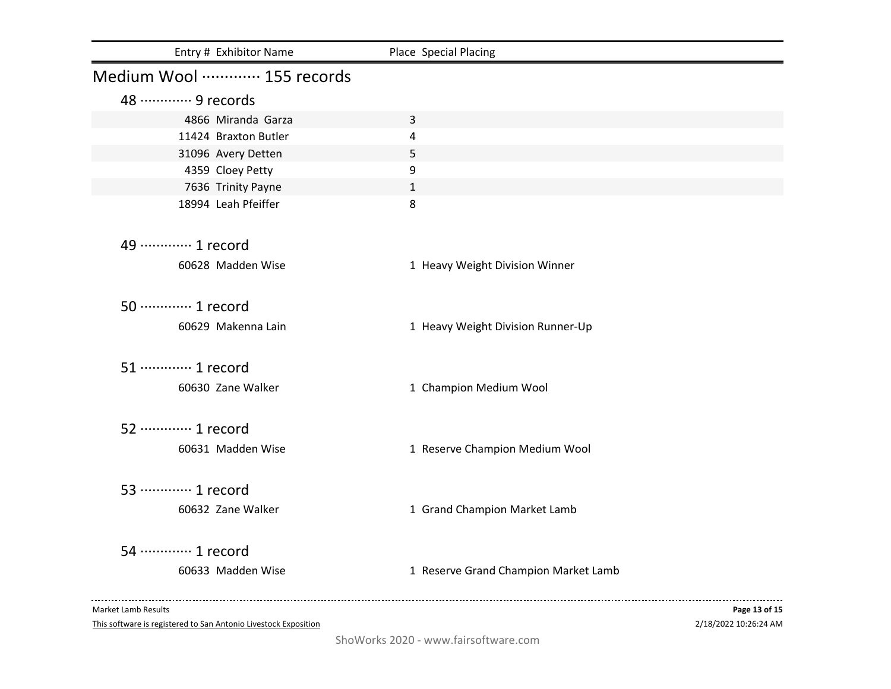| Entry # | Exhibitor Name | Place | Special Placing |
|---|---|---|---|

## Medium Wool ············ 155 records

### 48 ············ 9 records

| Entry # | Exhibitor Name | Place | Special Placing |
|---|---|---|---|
| 4866 | Miranda Garza | 3 | |
| 11424 | Braxton Butler | 4 | |
| 31096 | Avery Detten | 5 | |
| 4359 | Cloey Petty | 9 | |
| 7636 | Trinity Payne | 1 | |
| 18994 | Leah Pfeiffer | 8 | |

### 49 ············ 1 record

| Entry # | Exhibitor Name | Place | Special Placing |
|---|---|---|---|
| 60628 | Madden Wise | 1 | Heavy Weight Division Winner |

### 50 ············ 1 record

| Entry # | Exhibitor Name | Place | Special Placing |
|---|---|---|---|
| 60629 | Makenna Lain | 1 | Heavy Weight Division Runner-Up |

### 51 ············ 1 record

| Entry # | Exhibitor Name | Place | Special Placing |
|---|---|---|---|
| 60630 | Zane Walker | 1 | Champion Medium Wool |

### 52 ············ 1 record

| Entry # | Exhibitor Name | Place | Special Placing |
|---|---|---|---|
| 60631 | Madden Wise | 1 | Reserve Champion Medium Wool |

### 53 ············ 1 record

| Entry # | Exhibitor Name | Place | Special Placing |
|---|---|---|---|
| 60632 | Zane Walker | 1 | Grand Champion Market Lamb |

### 54 ············ 1 record

| Entry # | Exhibitor Name | Place | Special Placing |
|---|---|---|---|
| 60633 | Madden Wise | 1 | Reserve Grand Champion Market Lamb |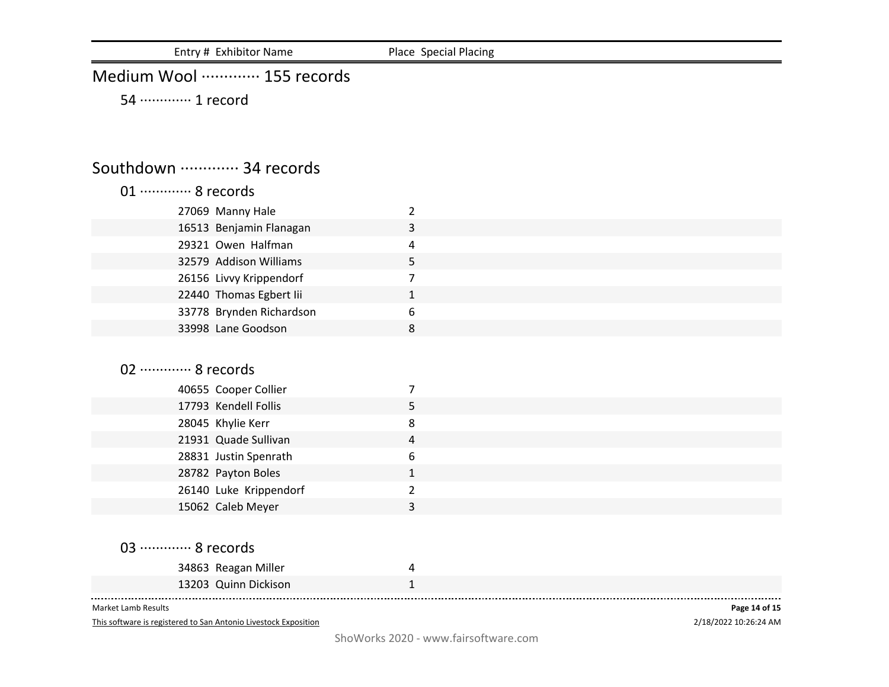| Entry # | Exhibitor Name | Place | Special Placing |
|---|---|---|---|

## Medium Wool ············· 155 records

### 54 ············· 1 record

## Southdown ············· 34 records

### 01 ············· 8 records

| Entry # | Exhibitor Name | Place | Special Placing |
|---|---|---|---|
| 27069 | Manny Hale | 2 | |
| 16513 | Benjamin Flanagan | 3 | |
| 29321 | Owen Halfman | 4 | |
| 32579 | Addison Williams | 5 | |
| 26156 | Livvy Krippendorf | 7 | |
| 22440 | Thomas Egbert Iii | 1 | |
| 33778 | Brynden Richardson | 6 | |
| 33998 | Lane Goodson | 8 | |

### 02 ············· 8 records

| Entry # | Exhibitor Name | Place | Special Placing |
|---|---|---|---|
| 40655 | Cooper Collier | 7 | |
| 17793 | Kendell Follis | 5 | |
| 28045 | Khylie Kerr | 8 | |
| 21931 | Quade Sullivan | 4 | |
| 28831 | Justin Spenrath | 6 | |
| 28782 | Payton Boles | 1 | |
| 26140 | Luke Krippendorf | 2 | |
| 15062 | Caleb Meyer | 3 | |

### 03 ············· 8 records

| Entry # | Exhibitor Name | Place | Special Placing |
|---|---|---|---|
| 34863 | Reagan Miller | 4 | |
| 13203 | Quinn Dickison | 1 | |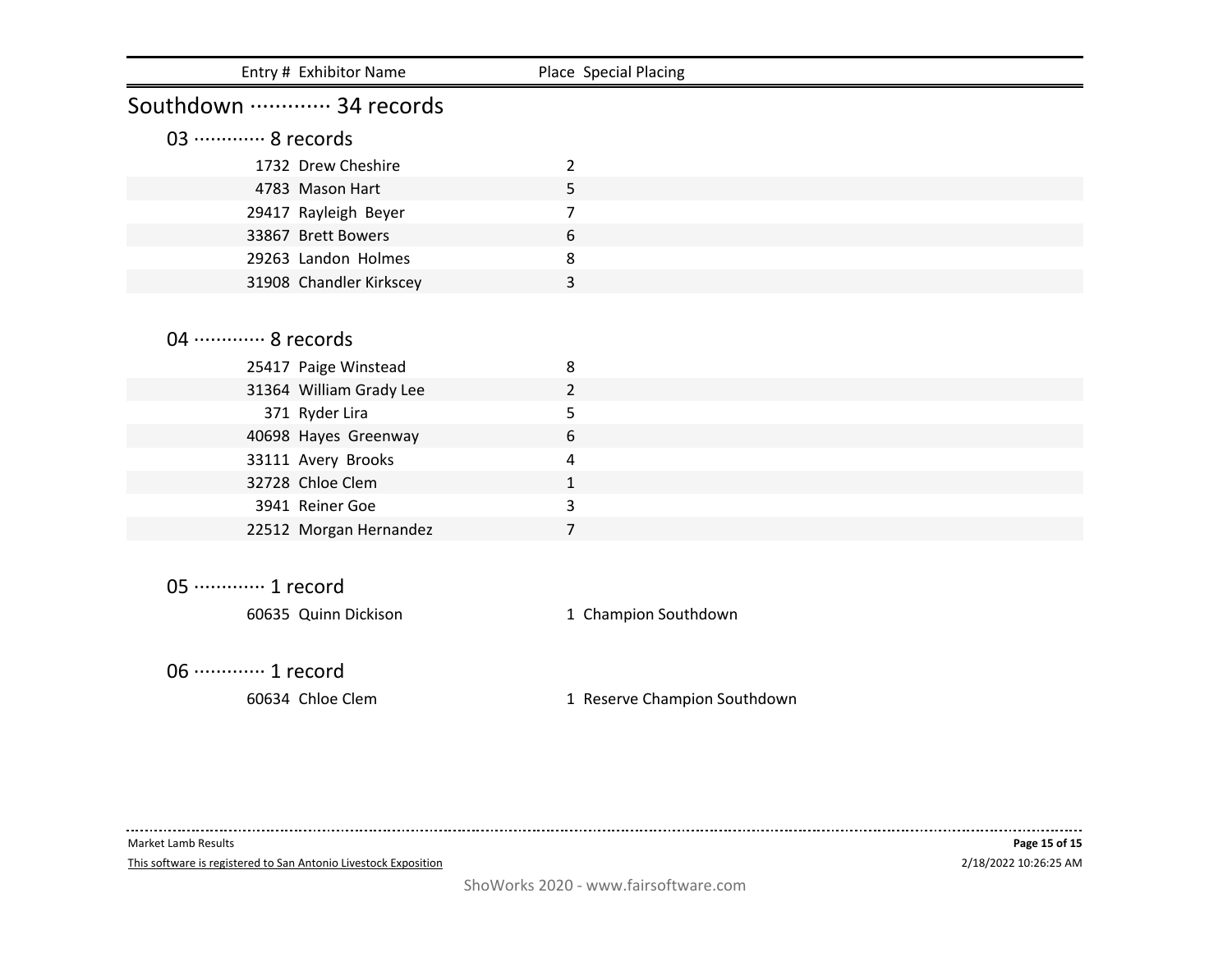| Entry # | Exhibitor Name | Place | Special Placing |
|---|---|---|---|

## Southdown ············· 34 records

### 03 ············· 8 records

| Entry # | Exhibitor Name | Place | Special Placing |
|---|---|---|---|
| 1732 | Drew Cheshire | 2 | |
| 4783 | Mason Hart | 5 | |
| 29417 | Rayleigh Beyer | 7 | |
| 33867 | Brett Bowers | 6 | |
| 29263 | Landon Holmes | 8 | |
| 31908 | Chandler Kirkscey | 3 | |

### 04 ············· 8 records

| Entry # | Exhibitor Name | Place | Special Placing |
|---|---|---|---|
| 25417 | Paige Winstead | 8 | |
| 31364 | William Grady Lee | 2 | |
| 371 | Ryder Lira | 5 | |
| 40698 | Hayes Greenway | 6 | |
| 33111 | Avery Brooks | 4 | |
| 32728 | Chloe Clem | 1 | |
| 3941 | Reiner Goe | 3 | |
| 22512 | Morgan Hernandez | 7 | |

### 05 ············· 1 record

| Entry # | Exhibitor Name | Place | Special Placing |
|---|---|---|---|
| 60635 | Quinn Dickison | 1 | Champion Southdown |

### 06 ············· 1 record

| Entry # | Exhibitor Name | Place | Special Placing |
|---|---|---|---|
| 60634 | Chloe Clem | 1 | Reserve Champion Southdown |

Market Lamb Results

This software is registered to San Antonio Livestock Exposition

2/18/2022 10:26:25 AM

ShoWorks 2020 - www.fairsoftware.com